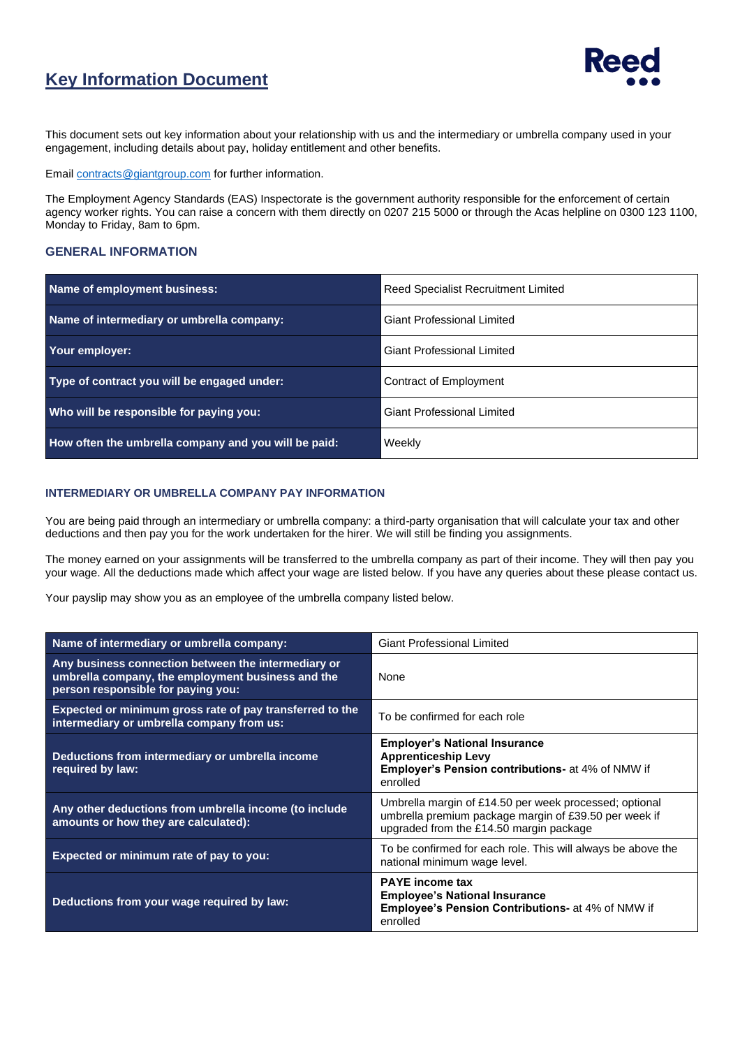# Key Information Document

This document sets out key information about your relationship with us and the intermediary or umbrella company used in your engagement, including details about pay, holiday entitlement and other benefits.

Email contracts@giantgroup.com for further information.

The Employment Agency Standards (EAS) Inspectorate is the government authority responsible for the enforcement of certain agency worker rights. You can raise a concern with them directly on 0207 215 5000 or through the Acas helpline on 0300 123 1100, Monday to Friday, 8am to 6pm.

## GENERAL INFORMATION

| | |
|---|---|
| **Name of employment business:** | Reed Specialist Recruitment Limited |
| **Name of intermediary or umbrella company:** | Giant Professional Limited |
| **Your employer:** | Giant Professional Limited |
| **Type of contract you will be engaged under:** | Contract of Employment |
| **Who will be responsible for paying you:** | Giant Professional Limited |
| **How often the umbrella company and you will be paid:** | Weekly |

### INTERMEDIARY OR UMBRELLA COMPANY PAY INFORMATION

You are being paid through an intermediary or umbrella company: a third-party organisation that will calculate your tax and other deductions and then pay you for the work undertaken for the hirer. We will still be finding you assignments.

The money earned on your assignments will be transferred to the umbrella company as part of their income. They will then pay you your wage. All the deductions made which affect your wage are listed below. If you have any queries about these please contact us.

Your payslip may show you as an employee of the umbrella company listed below.

| | |
|---|---|
| **Name of intermediary or umbrella company:** | Giant Professional Limited |
| **Any business connection between the intermediary or umbrella company, the employment business and the person responsible for paying you:** | None |
| **Expected or minimum gross rate of pay transferred to the intermediary or umbrella company from us:** | To be confirmed for each role |
| **Deductions from intermediary or umbrella income required by law:** | **Employer's National Insurance**<br>**Apprenticeship Levy**<br>**Employer's Pension contributions-** at 4% of NMW if enrolled |
| **Any other deductions from umbrella income (to include amounts or how they are calculated):** | Umbrella margin of £14.50 per week processed; optional umbrella premium package margin of £39.50 per week if upgraded from the £14.50 margin package |
| **Expected or minimum rate of pay to you:** | To be confirmed for each role. This will always be above the national minimum wage level. |
| **Deductions from your wage required by law:** | **PAYE income tax**<br>**Employee's National Insurance**<br>**Employee's Pension Contributions-** at 4% of NMW if enrolled |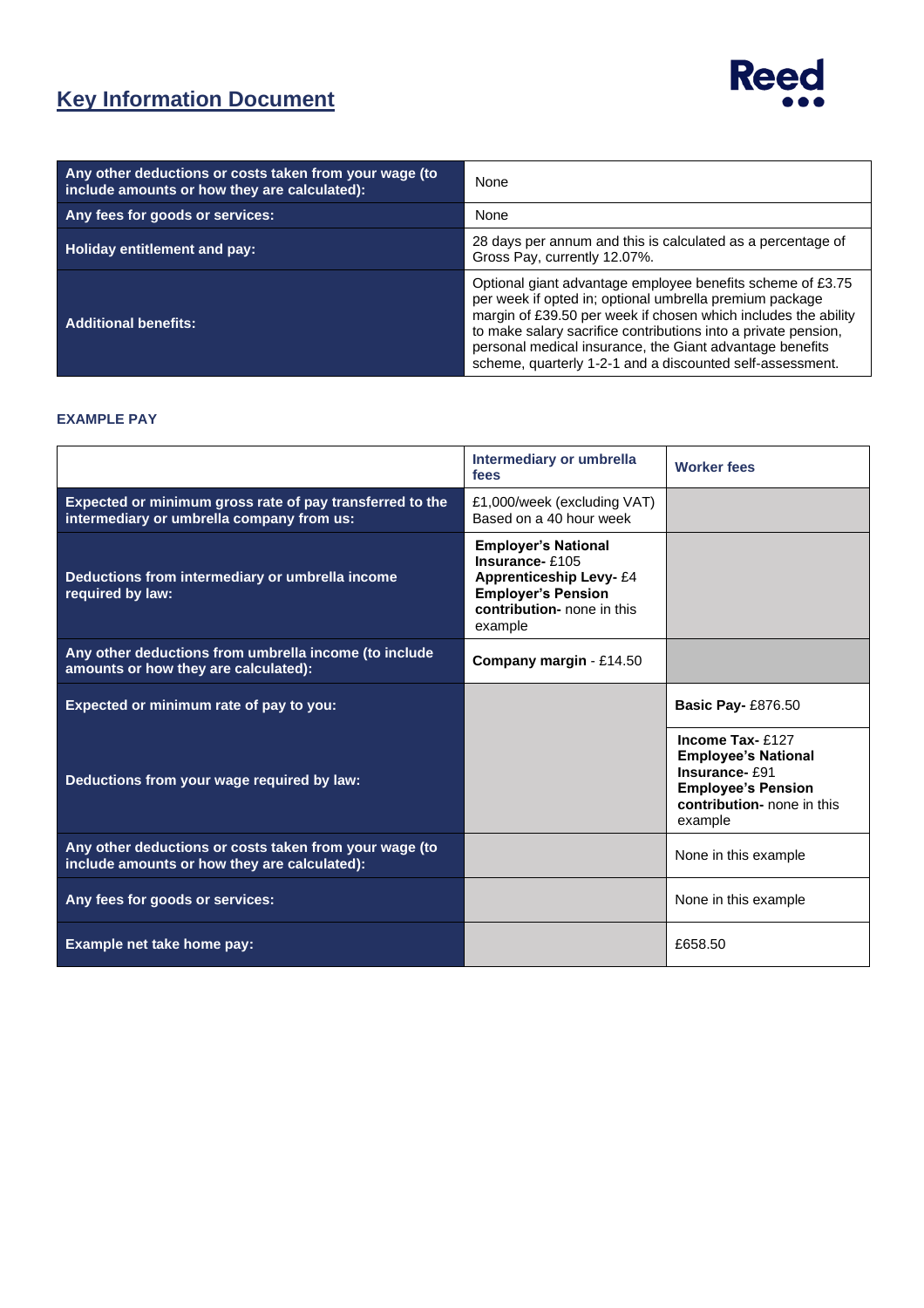# Key Information Document

| | |
|---|---|
| **Any other deductions or costs taken from your wage (to include amounts or how they are calculated):** | None |
| **Any fees for goods or services:** | None |
| **Holiday entitlement and pay:** | 28 days per annum and this is calculated as a percentage of Gross Pay, currently 12.07%. |
| **Additional benefits:** | Optional giant advantage employee benefits scheme of £3.75 per week if opted in; optional umbrella premium package margin of £39.50 per week if chosen which includes the ability to make salary sacrifice contributions into a private pension, personal medical insurance, the Giant advantage benefits scheme, quarterly 1-2-1 and a discounted self-assessment. |

### EXAMPLE PAY

| | Intermediary or umbrella fees | Worker fees |
|---|---|---|
| **Expected or minimum gross rate of pay transferred to the intermediary or umbrella company from us:** | £1,000/week (excluding VAT) Based on a 40 hour week | |
| **Deductions from intermediary or umbrella income required by law:** | **Employer's National Insurance-** £105 **Apprenticeship Levy-** £4 **Employer's Pension contribution-** none in this example | |
| **Any other deductions from umbrella income (to include amounts or how they are calculated):** | **Company margin** - £14.50 | |
| **Expected or minimum rate of pay to you:** | | **Basic Pay-** £876.50 |
| **Deductions from your wage required by law:** | | **Income Tax-** £127 **Employee's National Insurance-** £91 **Employee's Pension contribution-** none in this example |
| **Any other deductions or costs taken from your wage (to include amounts or how they are calculated):** | | None in this example |
| **Any fees for goods or services:** | | None in this example |
| **Example net take home pay:** | | £658.50 |